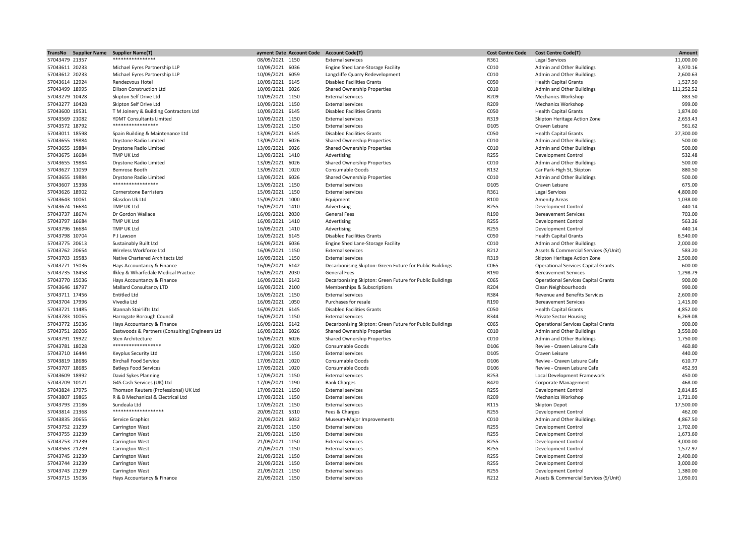| TransNo | Supplier Name | Supplier Name(T) | ayment Date | Account Code | Account Code(T) | Cost Centre Code | Cost Centre Code(T) | Amount |
|---|---|---|---|---|---|---|---|---|
| 57043479 | 21357 | **************** | 08/09/2021 | 1150 | External services | R361 | Legal Services | 11,000.00 |
| 57043611 | 20233 | Michael Eyres Partnership LLP | 10/09/2021 | 6036 | Engine Shed Lane-Storage Facility | C010 | Admin and Other Buildings | 3,970.16 |
| 57043612 | 20233 | Michael Eyres Partnership LLP | 10/09/2021 | 6059 | Langcliffe Quarry Redevelopment | C010 | Admin and Other Buildings | 2,600.63 |
| 57043614 | 12924 | Rendezvous Hotel | 10/09/2021 | 6145 | Disabled Facilities Grants | C050 | Health Capital Grants | 1,527.50 |
| 57043499 | 18995 | Ellison Construction Ltd | 10/09/2021 | 6026 | Shared Ownership Properties | C010 | Admin and Other Buildings | 111,252.52 |
| 57043279 | 10428 | Skipton Self Drive Ltd | 10/09/2021 | 1150 | External services | R209 | Mechanics Workshop | 883.50 |
| 57043277 | 10428 | Skipton Self Drive Ltd | 10/09/2021 | 1150 | External services | R209 | Mechanics Workshop | 999.00 |
| 57043600 | 19531 | T M Joinery & Building Contractors Ltd | 10/09/2021 | 6145 | Disabled Facilities Grants | C050 | Health Capital Grants | 1,874.00 |
| 57043569 | 21082 | YDMT Consultants Limited | 10/09/2021 | 1150 | External services | R319 | Skipton Heritage Action Zone | 2,653.43 |
| 57043572 | 18792 | ***************** | 13/09/2021 | 1150 | External services | D105 | Craven Leisure | 561.62 |
| 57043011 | 18598 | Spain Building & Maintenance Ltd | 13/09/2021 | 6145 | Disabled Facilities Grants | C050 | Health Capital Grants | 27,300.00 |
| 57043655 | 19884 | Drystone Radio Limited | 13/09/2021 | 6026 | Shared Ownership Properties | C010 | Admin and Other Buildings | 500.00 |
| 57043655 | 19884 | Drystone Radio Limited | 13/09/2021 | 6026 | Shared Ownership Properties | C010 | Admin and Other Buildings | 500.00 |
| 57043675 | 16684 | TMP UK Ltd | 13/09/2021 | 1410 | Advertising | R255 | Development Control | 532.48 |
| 57043655 | 19884 | Drystone Radio Limited | 13/09/2021 | 6026 | Shared Ownership Properties | C010 | Admin and Other Buildings | 500.00 |
| 57043627 | 11059 | Bemrose Booth | 13/09/2021 | 1020 | Consumable Goods | R132 | Car Park-High St, Skipton | 880.50 |
| 57043655 | 19884 | Drystone Radio Limited | 13/09/2021 | 6026 | Shared Ownership Properties | C010 | Admin and Other Buildings | 500.00 |
| 57043607 | 15398 | ***************** | 13/09/2021 | 1150 | External services | D105 | Craven Leisure | 675.00 |
| 57043626 | 18902 | Cornerstone Barristers | 15/09/2021 | 1150 | External services | R361 | Legal Services | 4,800.00 |
| 57043643 | 10061 | Glasdon Uk Ltd | 15/09/2021 | 1000 | Equipment | R100 | Amenity Areas | 1,038.00 |
| 57043674 | 16684 | TMP UK Ltd | 16/09/2021 | 1410 | Advertising | R255 | Development Control | 440.14 |
| 57043737 | 18674 | Dr Gordon Wallace | 16/09/2021 | 2030 | General Fees | R190 | Bereavement Services | 703.00 |
| 57043797 | 16684 | TMP UK Ltd | 16/09/2021 | 1410 | Advertising | R255 | Development Control | 563.26 |
| 57043796 | 16684 | TMP UK Ltd | 16/09/2021 | 1410 | Advertising | R255 | Development Control | 440.14 |
| 57043798 | 10704 | P J Lawson | 16/09/2021 | 6145 | Disabled Facilities Grants | C050 | Health Capital Grants | 6,540.00 |
| 57043775 | 20613 | Sustainably Built Ltd | 16/09/2021 | 6036 | Engine Shed Lane-Storage Facility | C010 | Admin and Other Buildings | 2,000.00 |
| 57043762 | 20654 | Wireless Workforce Ltd | 16/09/2021 | 1150 | External services | R212 | Assets & Commercial Services (S/Unit) | 583.20 |
| 57043703 | 19583 | Native Chartered Architects Ltd | 16/09/2021 | 1150 | External services | R319 | Skipton Heritage Action Zone | 2,500.00 |
| 57043771 | 15036 | Hays Accountancy & Finance | 16/09/2021 | 6142 | Decarbonising Skipton: Green Future for Public Buildings | C065 | Operational Services Capital Grants | 600.00 |
| 57043735 | 18458 | Ilkley & Wharfedale Medical Practice | 16/09/2021 | 2030 | General Fees | R190 | Bereavement Services | 1,298.79 |
| 57043770 | 15036 | Hays Accountancy & Finance | 16/09/2021 | 6142 | Decarbonising Skipton: Green Future for Public Buildings | C065 | Operational Services Capital Grants | 900.00 |
| 57043646 | 18797 | Mallard Consultancy LTD | 16/09/2021 | 2100 | Memberships & Subscriptions | R204 | Clean Neighbourhoods | 990.00 |
| 57043711 | 17456 | Entitled Ltd | 16/09/2021 | 1150 | External services | R384 | Revenue and Benefits Services | 2,600.00 |
| 57043704 | 17996 | Vivedia Ltd | 16/09/2021 | 1050 | Purchases for resale | R190 | Bereavement Services | 1,415.00 |
| 57043721 | 11485 | Stannah Stairlifts Ltd | 16/09/2021 | 6145 | Disabled Facilities Grants | C050 | Health Capital Grants | 4,852.00 |
| 57043783 | 10065 | Harrogate Borough Council | 16/09/2021 | 1150 | External services | R344 | Private Sector Housing | 6,269.08 |
| 57043772 | 15036 | Hays Accountancy & Finance | 16/09/2021 | 6142 | Decarbonising Skipton: Green Future for Public Buildings | C065 | Operational Services Capital Grants | 900.00 |
| 57043751 | 20206 | Eastwoods & Partners (Consulting) Engineers Ltd | 16/09/2021 | 6026 | Shared Ownership Properties | C010 | Admin and Other Buildings | 3,550.00 |
| 57043791 | 19922 | Sten Architecture | 16/09/2021 | 6026 | Shared Ownership Properties | C010 | Admin and Other Buildings | 1,750.00 |
| 57043781 | 18028 | ****************** | 17/09/2021 | 1020 | Consumable Goods | D106 | Revive - Craven Leisure Cafe | 460.80 |
| 57043710 | 16444 | Keyplus Security Ltd | 17/09/2021 | 1150 | External services | D105 | Craven Leisure | 440.00 |
| 57043819 | 18686 | Birchall Food Service | 17/09/2021 | 1020 | Consumable Goods | D106 | Revive - Craven Leisure Cafe | 610.77 |
| 57043707 | 18685 | Batleys Food Services | 17/09/2021 | 1020 | Consumable Goods | D106 | Revive - Craven Leisure Cafe | 452.93 |
| 57043609 | 18992 | David Sykes Planning | 17/09/2021 | 1150 | External services | R253 | Local Development Framework | 450.00 |
| 57043709 | 10121 | G4S Cash Services (UK) Ltd | 17/09/2021 | 1190 | Bank Charges | R420 | Corporate Management | 468.00 |
| 57043824 | 17975 | Thomson Reuters (Professional) UK Ltd | 17/09/2021 | 1150 | External services | R255 | Development Control | 2,814.85 |
| 57043807 | 19865 | R & B Mechanical & Electrical Ltd | 17/09/2021 | 1150 | External services | R209 | Mechanics Workshop | 1,721.00 |
| 57043793 | 21186 | Sundeala Ltd | 17/09/2021 | 1150 | External services | R115 | Skipton Depot | 17,500.00 |
| 57043814 | 21368 | ****************** | 20/09/2021 | 5310 | Fees & Charges | R255 | Development Control | 462.00 |
| 57043835 | 20655 | Service Graphics | 21/09/2021 | 6032 | Museum-Major Improvements | C010 | Admin and Other Buildings | 4,867.50 |
| 57043752 | 21239 | Carrington West | 21/09/2021 | 1150 | External services | R255 | Development Control | 1,702.00 |
| 57043755 | 21239 | Carrington West | 21/09/2021 | 1150 | External services | R255 | Development Control | 1,673.60 |
| 57043753 | 21239 | Carrington West | 21/09/2021 | 1150 | External services | R255 | Development Control | 3,000.00 |
| 57043563 | 21239 | Carrington West | 21/09/2021 | 1150 | External services | R255 | Development Control | 1,572.97 |
| 57043745 | 21239 | Carrington West | 21/09/2021 | 1150 | External services | R255 | Development Control | 2,400.00 |
| 57043744 | 21239 | Carrington West | 21/09/2021 | 1150 | External services | R255 | Development Control | 3,000.00 |
| 57043743 | 21239 | Carrington West | 21/09/2021 | 1150 | External services | R255 | Development Control | 1,380.00 |
| 57043715 | 15036 | Hays Accountancy & Finance | 21/09/2021 | 1150 | External services | R212 | Assets & Commercial Services (S/Unit) | 1,050.01 |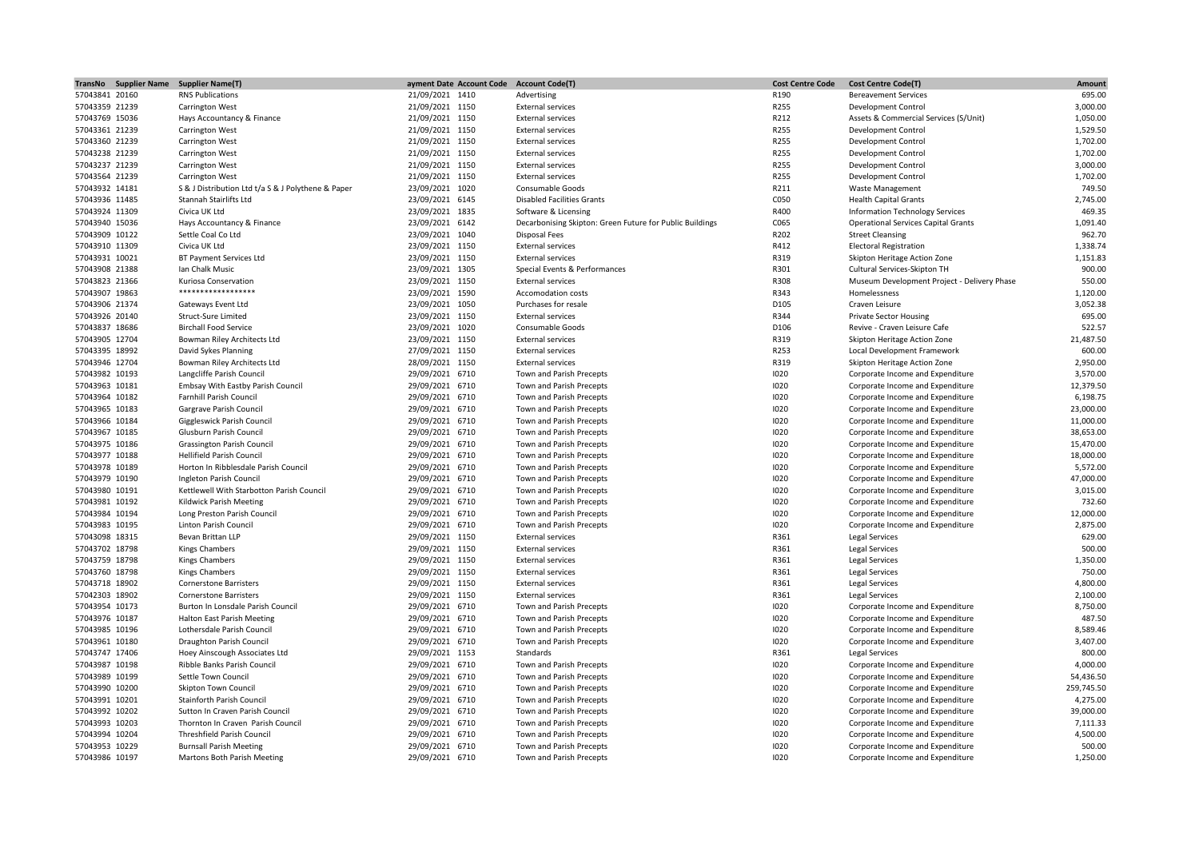| TransNo | Supplier Name | Supplier Name(T) | ayment Date | Account Code | Account Code(T) | Cost Centre Code | Cost Centre Code(T) | Amount |
|---|---|---|---|---|---|---|---|---|
| 57043841 | 20160 | RNS Publications | 21/09/2021 | 1410 | Advertising | R190 | Bereavement Services | 695.00 |
| 57043359 | 21239 | Carrington West | 21/09/2021 | 1150 | External services | R255 | Development Control | 3,000.00 |
| 57043769 | 15036 | Hays Accountancy & Finance | 21/09/2021 | 1150 | External services | R212 | Assets & Commercial Services (S/Unit) | 1,050.00 |
| 57043361 | 21239 | Carrington West | 21/09/2021 | 1150 | External services | R255 | Development Control | 1,529.50 |
| 57043360 | 21239 | Carrington West | 21/09/2021 | 1150 | External services | R255 | Development Control | 1,702.00 |
| 57043238 | 21239 | Carrington West | 21/09/2021 | 1150 | External services | R255 | Development Control | 1,702.00 |
| 57043237 | 21239 | Carrington West | 21/09/2021 | 1150 | External services | R255 | Development Control | 3,000.00 |
| 57043564 | 21239 | Carrington West | 21/09/2021 | 1150 | External services | R255 | Development Control | 1,702.00 |
| 57043932 | 14181 | S & J Distribution Ltd t/a S & J Polythene & Paper | 23/09/2021 | 1020 | Consumable Goods | R211 | Waste Management | 749.50 |
| 57043936 | 11485 | Stannah Stairlifts Ltd | 23/09/2021 | 6145 | Disabled Facilities Grants | C050 | Health Capital Grants | 2,745.00 |
| 57043924 | 11309 | Civica UK Ltd | 23/09/2021 | 1835 | Software & Licensing | R400 | Information Technology Services | 469.35 |
| 57043940 | 15036 | Hays Accountancy & Finance | 23/09/2021 | 6142 | Decarbonising Skipton: Green Future for Public Buildings | C065 | Operational Services Capital Grants | 1,091.40 |
| 57043909 | 10122 | Settle Coal Co Ltd | 23/09/2021 | 1040 | Disposal Fees | R202 | Street Cleansing | 962.70 |
| 57043910 | 11309 | Civica UK Ltd | 23/09/2021 | 1150 | External services | R412 | Electoral Registration | 1,338.74 |
| 57043931 | 10021 | BT Payment Services Ltd | 23/09/2021 | 1150 | External services | R319 | Skipton Heritage Action Zone | 1,151.83 |
| 57043908 | 21388 | Ian Chalk Music | 23/09/2021 | 1305 | Special Events & Performances | R301 | Cultural Services-Skipton TH | 900.00 |
| 57043823 | 21366 | Kuriosa Conservation | 23/09/2021 | 1150 | External services | R308 | Museum Development Project - Delivery Phase | 550.00 |
| 57043907 | 19863 | ****************** | 23/09/2021 | 1590 | Accomodation costs | R343 | Homelessness | 1,120.00 |
| 57043906 | 21374 | Gateways Event Ltd | 23/09/2021 | 1050 | Purchases for resale | D105 | Craven Leisure | 3,052.38 |
| 57043926 | 20140 | Struct-Sure Limited | 23/09/2021 | 1150 | External services | R344 | Private Sector Housing | 695.00 |
| 57043837 | 18686 | Birchall Food Service | 23/09/2021 | 1020 | Consumable Goods | D106 | Revive - Craven Leisure Cafe | 522.57 |
| 57043905 | 12704 | Bowman Riley Architects Ltd | 23/09/2021 | 1150 | External services | R319 | Skipton Heritage Action Zone | 21,487.50 |
| 57043395 | 18992 | David Sykes Planning | 27/09/2021 | 1150 | External services | R253 | Local Development Framework | 600.00 |
| 57043946 | 12704 | Bowman Riley Architects Ltd | 28/09/2021 | 1150 | External services | R319 | Skipton Heritage Action Zone | 2,950.00 |
| 57043982 | 10193 | Langcliffe Parish Council | 29/09/2021 | 6710 | Town and Parish Precepts | I020 | Corporate Income and Expenditure | 3,570.00 |
| 57043963 | 10181 | Embsay With Eastby Parish Council | 29/09/2021 | 6710 | Town and Parish Precepts | I020 | Corporate Income and Expenditure | 12,379.50 |
| 57043964 | 10182 | Farnhill Parish Council | 29/09/2021 | 6710 | Town and Parish Precepts | I020 | Corporate Income and Expenditure | 6,198.75 |
| 57043965 | 10183 | Gargrave Parish Council | 29/09/2021 | 6710 | Town and Parish Precepts | I020 | Corporate Income and Expenditure | 23,000.00 |
| 57043966 | 10184 | Giggleswick Parish Council | 29/09/2021 | 6710 | Town and Parish Precepts | I020 | Corporate Income and Expenditure | 11,000.00 |
| 57043967 | 10185 | Glusburn Parish Council | 29/09/2021 | 6710 | Town and Parish Precepts | I020 | Corporate Income and Expenditure | 38,653.00 |
| 57043975 | 10186 | Grassington Parish Council | 29/09/2021 | 6710 | Town and Parish Precepts | I020 | Corporate Income and Expenditure | 15,470.00 |
| 57043977 | 10188 | Hellifield Parish Council | 29/09/2021 | 6710 | Town and Parish Precepts | I020 | Corporate Income and Expenditure | 18,000.00 |
| 57043978 | 10189 | Horton In Ribblesdale Parish Council | 29/09/2021 | 6710 | Town and Parish Precepts | I020 | Corporate Income and Expenditure | 5,572.00 |
| 57043979 | 10190 | Ingleton Parish Council | 29/09/2021 | 6710 | Town and Parish Precepts | I020 | Corporate Income and Expenditure | 47,000.00 |
| 57043980 | 10191 | Kettlewell With Starbotton Parish Council | 29/09/2021 | 6710 | Town and Parish Precepts | I020 | Corporate Income and Expenditure | 3,015.00 |
| 57043981 | 10192 | Kildwick Parish Meeting | 29/09/2021 | 6710 | Town and Parish Precepts | I020 | Corporate Income and Expenditure | 732.60 |
| 57043984 | 10194 | Long Preston Parish Council | 29/09/2021 | 6710 | Town and Parish Precepts | I020 | Corporate Income and Expenditure | 12,000.00 |
| 57043983 | 10195 | Linton Parish Council | 29/09/2021 | 6710 | Town and Parish Precepts | I020 | Corporate Income and Expenditure | 2,875.00 |
| 57043098 | 18315 | Bevan Brittan LLP | 29/09/2021 | 1150 | External services | R361 | Legal Services | 629.00 |
| 57043702 | 18798 | Kings Chambers | 29/09/2021 | 1150 | External services | R361 | Legal Services | 500.00 |
| 57043759 | 18798 | Kings Chambers | 29/09/2021 | 1150 | External services | R361 | Legal Services | 1,350.00 |
| 57043760 | 18798 | Kings Chambers | 29/09/2021 | 1150 | External services | R361 | Legal Services | 750.00 |
| 57043718 | 18902 | Cornerstone Barristers | 29/09/2021 | 1150 | External services | R361 | Legal Services | 4,800.00 |
| 57042303 | 18902 | Cornerstone Barristers | 29/09/2021 | 1150 | External services | R361 | Legal Services | 2,100.00 |
| 57043954 | 10173 | Burton In Lonsdale Parish Council | 29/09/2021 | 6710 | Town and Parish Precepts | I020 | Corporate Income and Expenditure | 8,750.00 |
| 57043976 | 10187 | Halton East Parish Meeting | 29/09/2021 | 6710 | Town and Parish Precepts | I020 | Corporate Income and Expenditure | 487.50 |
| 57043985 | 10196 | Lothersdale Parish Council | 29/09/2021 | 6710 | Town and Parish Precepts | I020 | Corporate Income and Expenditure | 8,589.46 |
| 57043961 | 10180 | Draughton Parish Council | 29/09/2021 | 6710 | Town and Parish Precepts | I020 | Corporate Income and Expenditure | 3,407.00 |
| 57043747 | 17406 | Hoey Ainscough Associates Ltd | 29/09/2021 | 1153 | Standards | R361 | Legal Services | 800.00 |
| 57043987 | 10198 | Ribble Banks Parish Council | 29/09/2021 | 6710 | Town and Parish Precepts | I020 | Corporate Income and Expenditure | 4,000.00 |
| 57043989 | 10199 | Settle Town Council | 29/09/2021 | 6710 | Town and Parish Precepts | I020 | Corporate Income and Expenditure | 54,436.50 |
| 57043990 | 10200 | Skipton Town Council | 29/09/2021 | 6710 | Town and Parish Precepts | I020 | Corporate Income and Expenditure | 259,745.50 |
| 57043991 | 10201 | Stainforth Parish Council | 29/09/2021 | 6710 | Town and Parish Precepts | I020 | Corporate Income and Expenditure | 4,275.00 |
| 57043992 | 10202 | Sutton In Craven Parish Council | 29/09/2021 | 6710 | Town and Parish Precepts | I020 | Corporate Income and Expenditure | 39,000.00 |
| 57043993 | 10203 | Thornton In Craven Parish Council | 29/09/2021 | 6710 | Town and Parish Precepts | I020 | Corporate Income and Expenditure | 7,111.33 |
| 57043994 | 10204 | Threshfield Parish Council | 29/09/2021 | 6710 | Town and Parish Precepts | I020 | Corporate Income and Expenditure | 4,500.00 |
| 57043953 | 10229 | Burnsall Parish Meeting | 29/09/2021 | 6710 | Town and Parish Precepts | I020 | Corporate Income and Expenditure | 500.00 |
| 57043986 | 10197 | Martons Both Parish Meeting | 29/09/2021 | 6710 | Town and Parish Precepts | I020 | Corporate Income and Expenditure | 1,250.00 |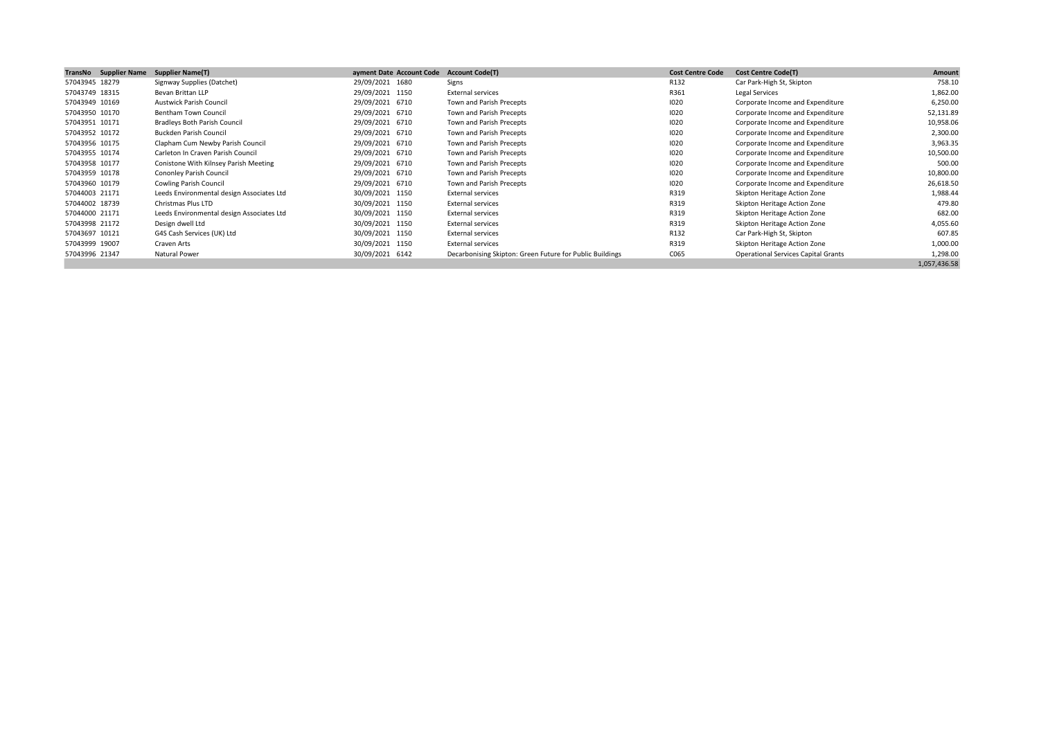| TransNo | Supplier Name | Supplier Name(T) | ayment Date | Account Code | Account Code(T) | Cost Centre Code | Cost Centre Code(T) | Amount |
|---|---|---|---|---|---|---|---|---|
| 57043945 | 18279 | Signway Supplies (Datchet) | 29/09/2021 | 1680 | Signs | R132 | Car Park-High St, Skipton | 758.10 |
| 57043749 | 18315 | Bevan Brittan LLP | 29/09/2021 | 1150 | External services | R361 | Legal Services | 1,862.00 |
| 57043949 | 10169 | Austwick Parish Council | 29/09/2021 | 6710 | Town and Parish Precepts | I020 | Corporate Income and Expenditure | 6,250.00 |
| 57043950 | 10170 | Bentham Town Council | 29/09/2021 | 6710 | Town and Parish Precepts | I020 | Corporate Income and Expenditure | 52,131.89 |
| 57043951 | 10171 | Bradleys Both Parish Council | 29/09/2021 | 6710 | Town and Parish Precepts | I020 | Corporate Income and Expenditure | 10,958.06 |
| 57043952 | 10172 | Buckden Parish Council | 29/09/2021 | 6710 | Town and Parish Precepts | I020 | Corporate Income and Expenditure | 2,300.00 |
| 57043956 | 10175 | Clapham Cum Newby Parish Council | 29/09/2021 | 6710 | Town and Parish Precepts | I020 | Corporate Income and Expenditure | 3,963.35 |
| 57043955 | 10174 | Carleton In Craven Parish Council | 29/09/2021 | 6710 | Town and Parish Precepts | I020 | Corporate Income and Expenditure | 10,500.00 |
| 57043958 | 10177 | Conistone With Kilnsey Parish Meeting | 29/09/2021 | 6710 | Town and Parish Precepts | I020 | Corporate Income and Expenditure | 500.00 |
| 57043959 | 10178 | Cononley Parish Council | 29/09/2021 | 6710 | Town and Parish Precepts | I020 | Corporate Income and Expenditure | 10,800.00 |
| 57043960 | 10179 | Cowling Parish Council | 29/09/2021 | 6710 | Town and Parish Precepts | I020 | Corporate Income and Expenditure | 26,618.50 |
| 57044003 | 21171 | Leeds Environmental design Associates Ltd | 30/09/2021 | 1150 | External services | R319 | Skipton Heritage Action Zone | 1,988.44 |
| 57044002 | 18739 | Christmas Plus LTD | 30/09/2021 | 1150 | External services | R319 | Skipton Heritage Action Zone | 479.80 |
| 57044000 | 21171 | Leeds Environmental design Associates Ltd | 30/09/2021 | 1150 | External services | R319 | Skipton Heritage Action Zone | 682.00 |
| 57043998 | 21172 | Design dwell Ltd | 30/09/2021 | 1150 | External services | R319 | Skipton Heritage Action Zone | 4,055.60 |
| 57043697 | 10121 | G4S Cash Services (UK) Ltd | 30/09/2021 | 1150 | External services | R132 | Car Park-High St, Skipton | 607.85 |
| 57043999 | 19007 | Craven Arts | 30/09/2021 | 1150 | External services | R319 | Skipton Heritage Action Zone | 1,000.00 |
| 57043996 | 21347 | Natural Power | 30/09/2021 | 6142 | Decarbonising Skipton: Green Future for Public Buildings | C065 | Operational Services Capital Grants | 1,298.00 |
| | | | | | | | | 1,057,436.58 |